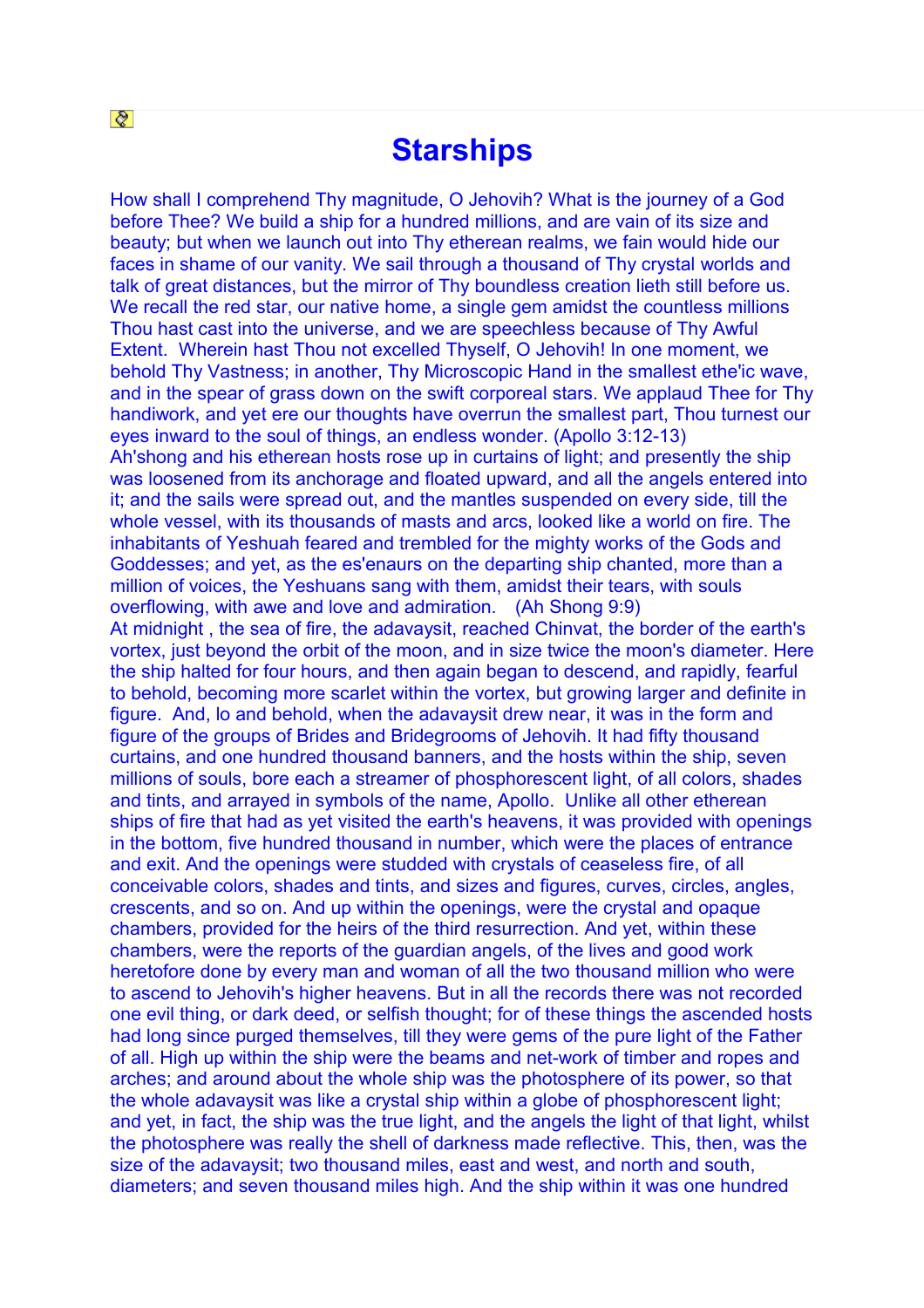# Starships

How shall I comprehend Thy magnitude, O Jehovih? What is the journey of a God before Thee? We build a ship for a hundred millions, and are vain of its size and beauty; but when we launch out into Thy etherean realms, we fain would hide our faces in shame of our vanity. We sail through a thousand of Thy crystal worlds and talk of great distances, but the mirror of Thy boundless creation lieth still before us. We recall the red star, our native home, a single gem amidst the countless millions Thou hast cast into the universe, and we are speechless because of Thy Awful Extent. Wherein hast Thou not excelled Thyself, O Jehovih! In one moment, we behold Thy Vastness; in another, Thy Microscopic Hand in the smallest ethe'ic wave, and in the spear of grass down on the swift corporeal stars. We applaud Thee for Thy handiwork, and yet ere our thoughts have overrun the smallest part, Thou turnest our eyes inward to the soul of things, an endless wonder. (Apollo 3:12-13)

Ah'shong and his etherean hosts rose up in curtains of light; and presently the ship was loosened from its anchorage and floated upward, and all the angels entered into it; and the sails were spread out, and the mantles suspended on every side, till the whole vessel, with its thousands of masts and arcs, looked like a world on fire. The inhabitants of Yeshuah feared and trembled for the mighty works of the Gods and Goddesses; and yet, as the es'enaurs on the departing ship chanted, more than a million of voices, the Yeshuans sang with them, amidst their tears, with souls overflowing, with awe and love and admiration. (Ah Shong 9:9)

At midnight , the sea of fire, the adavaysit, reached Chinvat, the border of the earth's vortex, just beyond the orbit of the moon, and in size twice the moon's diameter. Here the ship halted for four hours, and then again began to descend, and rapidly, fearful to behold, becoming more scarlet within the vortex, but growing larger and definite in figure. And, lo and behold, when the adavaysit drew near, it was in the form and figure of the groups of Brides and Bridegrooms of Jehovih. It had fifty thousand curtains, and one hundred thousand banners, and the hosts within the ship, seven millions of souls, bore each a streamer of phosphorescent light, of all colors, shades and tints, and arrayed in symbols of the name, Apollo. Unlike all other etherean ships of fire that had as yet visited the earth's heavens, it was provided with openings in the bottom, five hundred thousand in number, which were the places of entrance and exit. And the openings were studded with crystals of ceaseless fire, of all conceivable colors, shades and tints, and sizes and figures, curves, circles, angles, crescents, and so on. And up within the openings, were the crystal and opaque chambers, provided for the heirs of the third resurrection. And yet, within these chambers, were the reports of the guardian angels, of the lives and good work heretofore done by every man and woman of all the two thousand million who were to ascend to Jehovih's higher heavens. But in all the records there was not recorded one evil thing, or dark deed, or selfish thought; for of these things the ascended hosts had long since purged themselves, till they were gems of the pure light of the Father of all. High up within the ship were the beams and net-work of timber and ropes and arches; and around about the whole ship was the photosphere of its power, so that the whole adavaysit was like a crystal ship within a globe of phosphorescent light; and yet, in fact, the ship was the true light, and the angels the light of that light, whilst the photosphere was really the shell of darkness made reflective. This, then, was the size of the adavaysit; two thousand miles, east and west, and north and south, diameters; and seven thousand miles high. And the ship within it was one hundred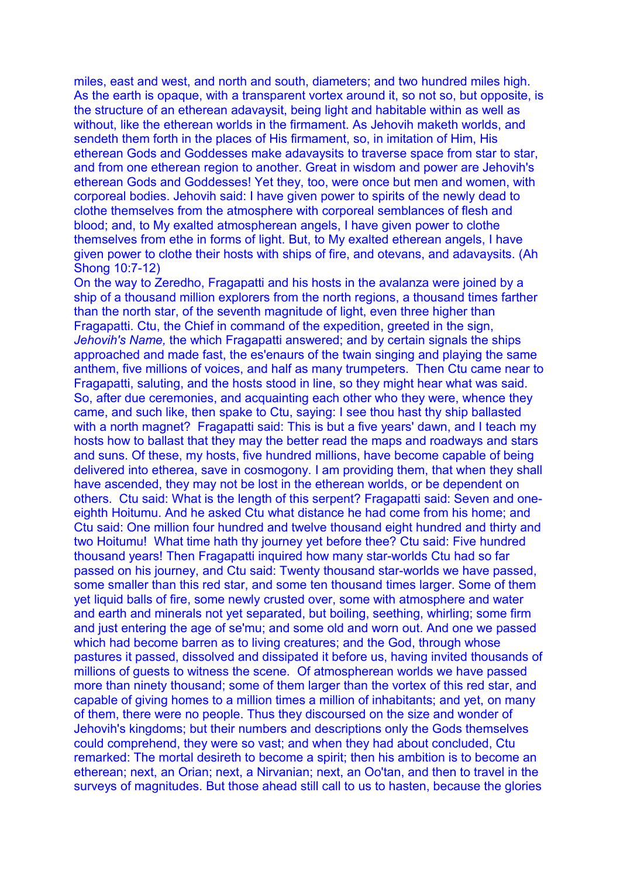miles, east and west, and north and south, diameters; and two hundred miles high. As the earth is opaque, with a transparent vortex around it, so not so, but opposite, is the structure of an etherean adavaysit, being light and habitable within as well as without, like the etherean worlds in the firmament. As Jehovih maketh worlds, and sendeth them forth in the places of His firmament, so, in imitation of Him, His etherean Gods and Goddesses make adavaysits to traverse space from star to star, and from one etherean region to another. Great in wisdom and power are Jehovih's etherean Gods and Goddesses! Yet they, too, were once but men and women, with corporeal bodies. Jehovih said: I have given power to spirits of the newly dead to clothe themselves from the atmosphere with corporeal semblances of flesh and blood; and, to My exalted atmospherean angels, I have given power to clothe themselves from ethe in forms of light. But, to My exalted etherean angels, I have given power to clothe their hosts with ships of fire, and otevans, and adavaysits. (Ah Shong 10:7-12)

On the way to Zeredho, Fragapatti and his hosts in the avalanza were joined by a ship of a thousand million explorers from the north regions, a thousand times farther than the north star, of the seventh magnitude of light, even three higher than Fragapatti. Ctu, the Chief in command of the expedition, greeted in the sign, *Jehovih's Name,* the which Fragapatti answered; and by certain signals the ships approached and made fast, the es'enaurs of the twain singing and playing the same anthem, five millions of voices, and half as many trumpeters. Then Ctu came near to Fragapatti, saluting, and the hosts stood in line, so they might hear what was said. So, after due ceremonies, and acquainting each other who they were, whence they came, and such like, then spake to Ctu, saying: I see thou hast thy ship ballasted with a north magnet? Fragapatti said: This is but a five years' dawn, and I teach my hosts how to ballast that they may the better read the maps and roadways and stars and suns. Of these, my hosts, five hundred millions, have become capable of being delivered into etherea, save in cosmogony. I am providing them, that when they shall have ascended, they may not be lost in the etherean worlds, or be dependent on others. Ctu said: What is the length of this serpent? Fragapatti said: Seven and one-eighth Hoitumu. And he asked Ctu what distance he had come from his home; and Ctu said: One million four hundred and twelve thousand eight hundred and thirty and two Hoitumu! What time hath thy journey yet before thee? Ctu said: Five hundred thousand years! Then Fragapatti inquired how many star-worlds Ctu had so far passed on his journey, and Ctu said: Twenty thousand star-worlds we have passed, some smaller than this red star, and some ten thousand times larger. Some of them yet liquid balls of fire, some newly crusted over, some with atmosphere and water and earth and minerals not yet separated, but boiling, seething, whirling; some firm and just entering the age of se'mu; and some old and worn out. And one we passed which had become barren as to living creatures; and the God, through whose pastures it passed, dissolved and dissipated it before us, having invited thousands of millions of guests to witness the scene. Of atmospherean worlds we have passed more than ninety thousand; some of them larger than the vortex of this red star, and capable of giving homes to a million times a million of inhabitants; and yet, on many of them, there were no people. Thus they discoursed on the size and wonder of Jehovih's kingdoms; but their numbers and descriptions only the Gods themselves could comprehend, they were so vast; and when they had about concluded, Ctu remarked: The mortal desireth to become a spirit; then his ambition is to become an etherean; next, an Orian; next, a Nirvanian; next, an Oo'tan, and then to travel in the surveys of magnitudes. But those ahead still call to us to hasten, because the glories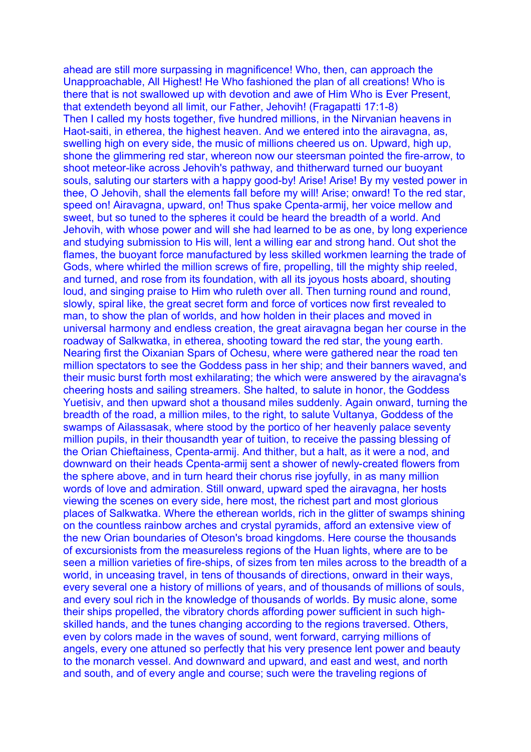ahead are still more surpassing in magnificence! Who, then, can approach the Unapproachable, All Highest! He Who fashioned the plan of all creations! Who is there that is not swallowed up with devotion and awe of Him Who is Ever Present, that extendeth beyond all limit, our Father, Jehovih! (Fragapatti 17:1-8)

Then I called my hosts together, five hundred millions, in the Nirvanian heavens in Haot-saiti, in etherea, the highest heaven. And we entered into the airavagna, as, swelling high on every side, the music of millions cheered us on. Upward, high up, shone the glimmering red star, whereon now our steersman pointed the fire-arrow, to shoot meteor-like across Jehovih's pathway, and thitherward turned our buoyant souls, saluting our starters with a happy good-by! Arise! Arise! By my vested power in thee, O Jehovih, shall the elements fall before my will! Arise; onward! To the red star, speed on! Airavagna, upward, on! Thus spake Cpenta-armij, her voice mellow and sweet, but so tuned to the spheres it could be heard the breadth of a world. And Jehovih, with whose power and will she had learned to be as one, by long experience and studying submission to His will, lent a willing ear and strong hand. Out shot the flames, the buoyant force manufactured by less skilled workmen learning the trade of Gods, where whirled the million screws of fire, propelling, till the mighty ship reeled, and turned, and rose from its foundation, with all its joyous hosts aboard, shouting loud, and singing praise to Him who ruleth over all. Then turning round and round, slowly, spiral like, the great secret form and force of vortices now first revealed to man, to show the plan of worlds, and how holden in their places and moved in universal harmony and endless creation, the great airavagna began her course in the roadway of Salkwatka, in etherea, shooting toward the red star, the young earth. Nearing first the Oixanian Spars of Ochesu, where were gathered near the road ten million spectators to see the Goddess pass in her ship; and their banners waved, and their music burst forth most exhilarating; the which were answered by the airavagna's cheering hosts and sailing streamers. She halted, to salute in honor, the Goddess Yuetisiv, and then upward shot a thousand miles suddenly. Again onward, turning the breadth of the road, a million miles, to the right, to salute Vultanya, Goddess of the swamps of Ailassasak, where stood by the portico of her heavenly palace seventy million pupils, in their thousandth year of tuition, to receive the passing blessing of the Orian Chieftainess, Cpenta-armij. And thither, but a halt, as it were a nod, and downward on their heads Cpenta-armij sent a shower of newly-created flowers from the sphere above, and in turn heard their chorus rise joyfully, in as many million words of love and admiration. Still onward, upward sped the airavagna, her hosts viewing the scenes on every side, here most, the richest part and most glorious places of Salkwatka. Where the etherean worlds, rich in the glitter of swamps shining on the countless rainbow arches and crystal pyramids, afford an extensive view of the new Orian boundaries of Oteson's broad kingdoms. Here course the thousands of excursionists from the measureless regions of the Huan lights, where are to be seen a million varieties of fire-ships, of sizes from ten miles across to the breadth of a world, in unceasing travel, in tens of thousands of directions, onward in their ways, every several one a history of millions of years, and of thousands of millions of souls, and every soul rich in the knowledge of thousands of worlds. By music alone, some their ships propelled, the vibratory chords affording power sufficient in such high-skilled hands, and the tunes changing according to the regions traversed. Others, even by colors made in the waves of sound, went forward, carrying millions of angels, every one attuned so perfectly that his very presence lent power and beauty to the monarch vessel. And downward and upward, and east and west, and north and south, and of every angle and course; such were the traveling regions of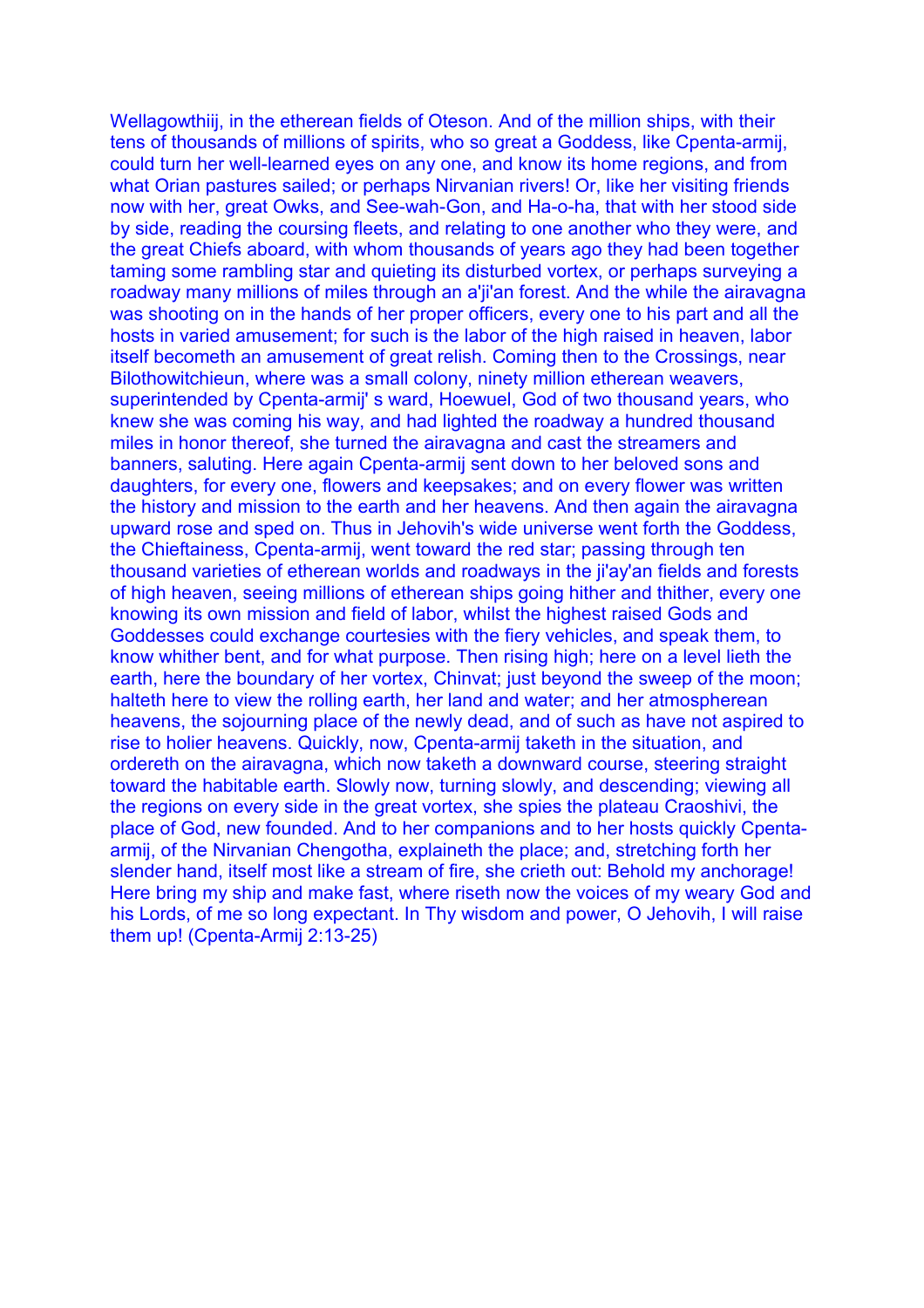Wellagowthiij, in the etherean fields of Oteson. And of the million ships, with their tens of thousands of millions of spirits, who so great a Goddess, like Cpenta-armij, could turn her well-learned eyes on any one, and know its home regions, and from what Orian pastures sailed; or perhaps Nirvanian rivers! Or, like her visiting friends now with her, great Owks, and See-wah-Gon, and Ha-o-ha, that with her stood side by side, reading the coursing fleets, and relating to one another who they were, and the great Chiefs aboard, with whom thousands of years ago they had been together taming some rambling star and quieting its disturbed vortex, or perhaps surveying a roadway many millions of miles through an a'ji'an forest. And the while the airavagna was shooting on in the hands of her proper officers, every one to his part and all the hosts in varied amusement; for such is the labor of the high raised in heaven, labor itself becometh an amusement of great relish. Coming then to the Crossings, near Bilothowitchieun, where was a small colony, ninety million etherean weavers, superintended by Cpenta-armij' s ward, Hoewuel, God of two thousand years, who knew she was coming his way, and had lighted the roadway a hundred thousand miles in honor thereof, she turned the airavagna and cast the streamers and banners, saluting. Here again Cpenta-armij sent down to her beloved sons and daughters, for every one, flowers and keepsakes; and on every flower was written the history and mission to the earth and her heavens. And then again the airavagna upward rose and sped on. Thus in Jehovih's wide universe went forth the Goddess, the Chieftainess, Cpenta-armij, went toward the red star; passing through ten thousand varieties of etherean worlds and roadways in the ji'ay'an fields and forests of high heaven, seeing millions of etherean ships going hither and thither, every one knowing its own mission and field of labor, whilst the highest raised Gods and Goddesses could exchange courtesies with the fiery vehicles, and speak them, to know whither bent, and for what purpose. Then rising high; here on a level lieth the earth, here the boundary of her vortex, Chinvat; just beyond the sweep of the moon; halteth here to view the rolling earth, her land and water; and her atmospherean heavens, the sojourning place of the newly dead, and of such as have not aspired to rise to holier heavens. Quickly, now, Cpenta-armij taketh in the situation, and ordereth on the airavagna, which now taketh a downward course, steering straight toward the habitable earth. Slowly now, turning slowly, and descending; viewing all the regions on every side in the great vortex, she spies the plateau Craoshivi, the place of God, new founded. And to her companions and to her hosts quickly Cpenta-armij, of the Nirvanian Chengotha, explaineth the place; and, stretching forth her slender hand, itself most like a stream of fire, she crieth out: Behold my anchorage! Here bring my ship and make fast, where riseth now the voices of my weary God and his Lords, of me so long expectant. In Thy wisdom and power, O Jehovih, I will raise them up! (Cpenta-Armij 2:13-25)